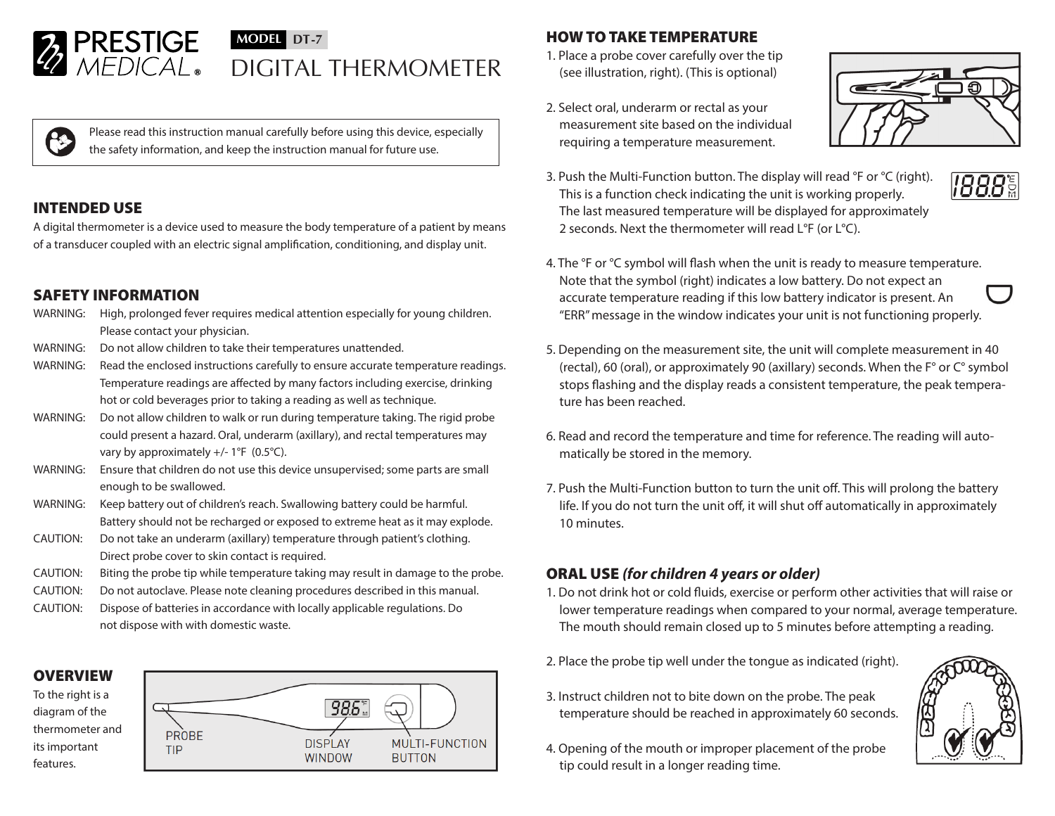# PRESTIGE MEDICAL®

**MODEL DT-7**

# DIGITAL THERMOMETER

Please read this instruction manual carefully before using this device, especially the safety information, and keep the instruction manual for future use.

## INTENDED USE

A digital thermometer is a device used to measure the body temperature of a patient by means of a transducer coupled with an electric signal amplification, conditioning, and display unit.

## SAFETY INFORMATION

WARNING: High, prolonged fever requires medical attention especially for young children. Please contact your physician.

WARNING: Do not allow children to take their temperatures unattended.

WARNING: Read the enclosed instructions carefully to ensure accurate temperature readings. Temperature readings are affected by many factors including exercise, drinking hot or cold beverages prior to taking a reading as well as technique.

WARNING: Do not allow children to walk or run during temperature taking. The rigid probe could present a hazard. Oral, underarm (axillary), and rectal temperatures may vary by approximately +/- 1°F (0.5°C).

WARNING: Ensure that children do not use this device unsupervised; some parts are small enough to be swallowed.

WARNING: Keep battery out of children's reach. Swallowing battery could be harmful. Battery should not be recharged or exposed to extreme heat as it may explode.

CAUTION: Do not take an underarm (axillary) temperature through patient's clothing. Direct probe cover to skin contact is required.

CAUTION: Biting the probe tip while temperature taking may result in damage to the probe.

CAUTION: Do not autoclave. Please note cleaning procedures described in this manual.

CAUTION: Dispose of batteries in accordance with locally applicable regulations. Do not dispose with with domestic waste.

## OVERVIEW

To the right is a diagram of the thermometer and its important features.

PROBE TIP — DISPLAY WINDOW — MULTI-FUNCTION BUTTON

## HOW TO TAKE TEMPERATURE

1. Place a probe cover carefully over the tip (see illustration, right). (This is optional)
2. Select oral, underarm or rectal as your measurement site based on the individual requiring a temperature measurement.
3. Push the Multi-Function button. The display will read °F or °C (right). This is a function check indicating the unit is working properly. The last measured temperature will be displayed for approximately 2 seconds. Next the thermometer will read L°F (or L°C).
4. The °F or °C symbol will flash when the unit is ready to measure temperature. Note that the symbol (right) indicates a low battery. Do not expect an accurate temperature reading if this low battery indicator is present. An "ERR" message in the window indicates your unit is not functioning properly.
5. Depending on the measurement site, the unit will complete measurement in 40 (rectal), 60 (oral), or approximately 90 (axillary) seconds. When the F° or C° symbol stops flashing and the display reads a consistent temperature, the peak temperature has been reached.
6. Read and record the temperature and time for reference. The reading will automatically be stored in the memory.
7. Push the Multi-Function button to turn the unit off. This will prolong the battery life. If you do not turn the unit off, it will shut off automatically in approximately 10 minutes.

## ORAL USE *(for children 4 years or older)*

1. Do not drink hot or cold fluids, exercise or perform other activities that will raise or lower temperature readings when compared to your normal, average temperature. The mouth should remain closed up to 5 minutes before attempting a reading.
2. Place the probe tip well under the tongue as indicated (right).
3. Instruct children not to bite down on the probe. The peak temperature should be reached in approximately 60 seconds.
4. Opening of the mouth or improper placement of the probe tip could result in a longer reading time.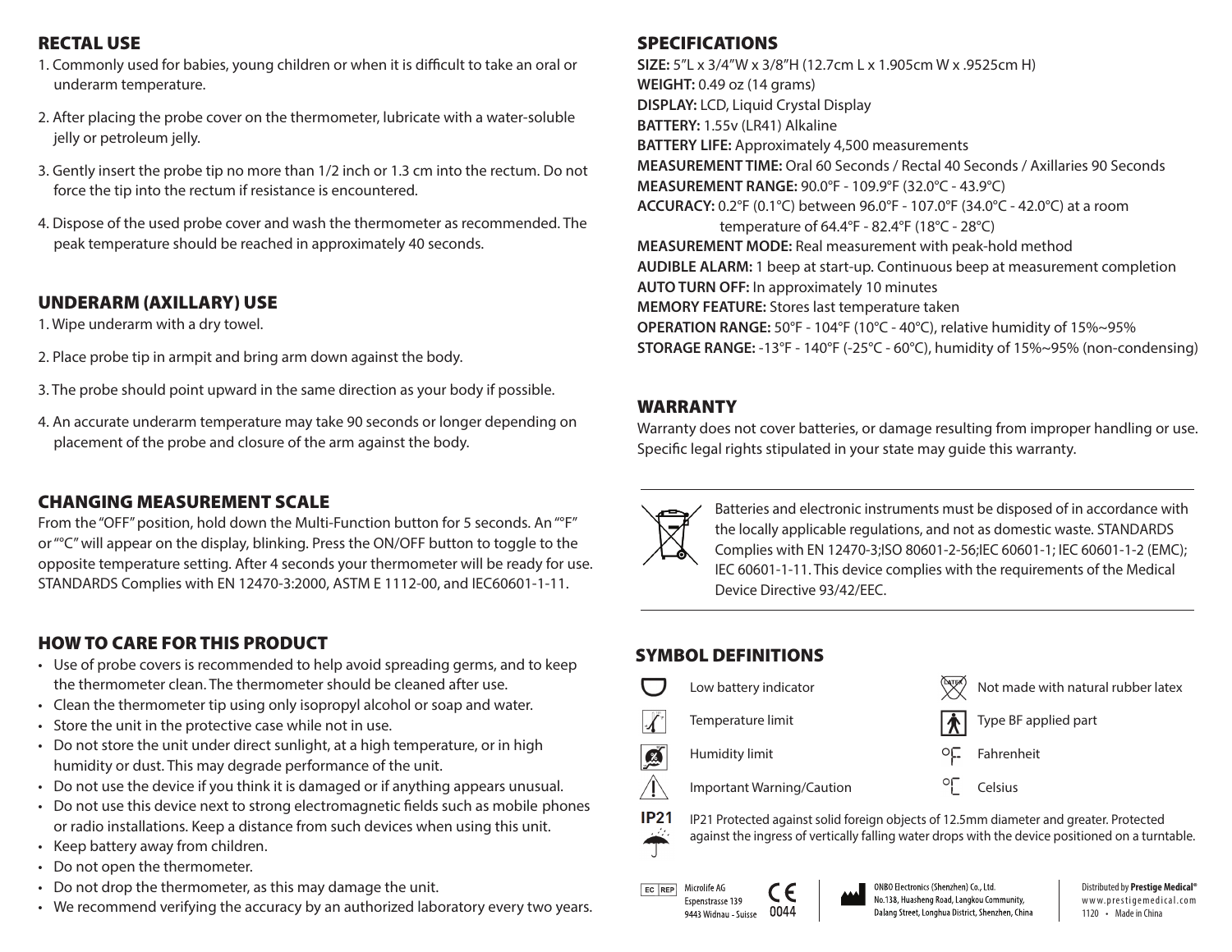## RECTAL USE

1. Commonly used for babies, young children or when it is difficult to take an oral or underarm temperature.
2. After placing the probe cover on the thermometer, lubricate with a water-soluble jelly or petroleum jelly.
3. Gently insert the probe tip no more than 1/2 inch or 1.3 cm into the rectum. Do not force the tip into the rectum if resistance is encountered.
4. Dispose of the used probe cover and wash the thermometer as recommended. The peak temperature should be reached in approximately 40 seconds.

## UNDERARM (AXILLARY) USE

1. Wipe underarm with a dry towel.
2. Place probe tip in armpit and bring arm down against the body.
3. The probe should point upward in the same direction as your body if possible.
4. An accurate underarm temperature may take 90 seconds or longer depending on placement of the probe and closure of the arm against the body.

## CHANGING MEASUREMENT SCALE

From the "OFF" position, hold down the Multi-Function button for 5 seconds. An "°F" or "°C" will appear on the display, blinking. Press the ON/OFF button to toggle to the opposite temperature setting. After 4 seconds your thermometer will be ready for use. STANDARDS Complies with EN 12470-3:2000, ASTM E 1112-00, and IEC60601-1-11.

## HOW TO CARE FOR THIS PRODUCT

- Use of probe covers is recommended to help avoid spreading germs, and to keep the thermometer clean. The thermometer should be cleaned after use.
- Clean the thermometer tip using only isopropyl alcohol or soap and water.
- Store the unit in the protective case while not in use.
- Do not store the unit under direct sunlight, at a high temperature, or in high humidity or dust. This may degrade performance of the unit.
- Do not use the device if you think it is damaged or if anything appears unusual.
- Do not use this device next to strong electromagnetic fields such as mobile phones or radio installations. Keep a distance from such devices when using this unit.
- Keep battery away from children.
- Do not open the thermometer.
- Do not drop the thermometer, as this may damage the unit.
- We recommend verifying the accuracy by an authorized laboratory every two years.

## SPECIFICATIONS

**SIZE:** 5"L x 3/4"W x 3/8"H (12.7cm L x 1.905cm W x .9525cm H)
**WEIGHT:** 0.49 oz (14 grams)
**DISPLAY:** LCD, Liquid Crystal Display
**BATTERY:** 1.55v (LR41) Alkaline
**BATTERY LIFE:** Approximately 4,500 measurements
**MEASUREMENT TIME:** Oral 60 Seconds / Rectal 40 Seconds / Axillaries 90 Seconds
**MEASUREMENT RANGE:** 90.0°F - 109.9°F (32.0°C - 43.9°C)
**ACCURACY:** 0.2°F (0.1°C) between 96.0°F - 107.0°F (34.0°C - 42.0°C) at a room temperature of 64.4°F - 82.4°F (18°C - 28°C)
**MEASUREMENT MODE:** Real measurement with peak-hold method
**AUDIBLE ALARM:** 1 beep at start-up. Continuous beep at measurement completion
**AUTO TURN OFF:** In approximately 10 minutes
**MEMORY FEATURE:** Stores last temperature taken
**OPERATION RANGE:** 50°F - 104°F (10°C - 40°C), relative humidity of 15%~95%
**STORAGE RANGE:** -13°F - 140°F (-25°C - 60°C), humidity of 15%~95% (non-condensing)

## WARRANTY

Warranty does not cover batteries, or damage resulting from improper handling or use. Specific legal rights stipulated in your state may guide this warranty.

Batteries and electronic instruments must be disposed of in accordance with the locally applicable regulations, and not as domestic waste. STANDARDS Complies with EN 12470-3;ISO 80601-2-56;IEC 60601-1; IEC 60601-1-2 (EMC); IEC 60601-1-11. This device complies with the requirements of the Medical Device Directive 93/42/EEC.

## SYMBOL DEFINITIONS

Low battery indicator

Temperature limit

Humidity limit

Important Warning/Caution

Not made with natural rubber latex

Type BF applied part

Fahrenheit

Celsius

IP21

IP21 Protected against solid foreign objects of 12.5mm diameter and greater. Protected against the ingress of vertically falling water drops with the device positioned on a turntable.

EC REP Microlife AG
Espenstrasse 139
9443 Widnau - Suisse

CE 0044

ONBO Electronics (Shenzhen) Co., Ltd.
No.138, Huasheng Road, Langkou Community,
Dalang Street, Longhua District, Shenzhen, China

Distributed by **Prestige Medical®**
www.prestigemedical.com
1120 • Made in China